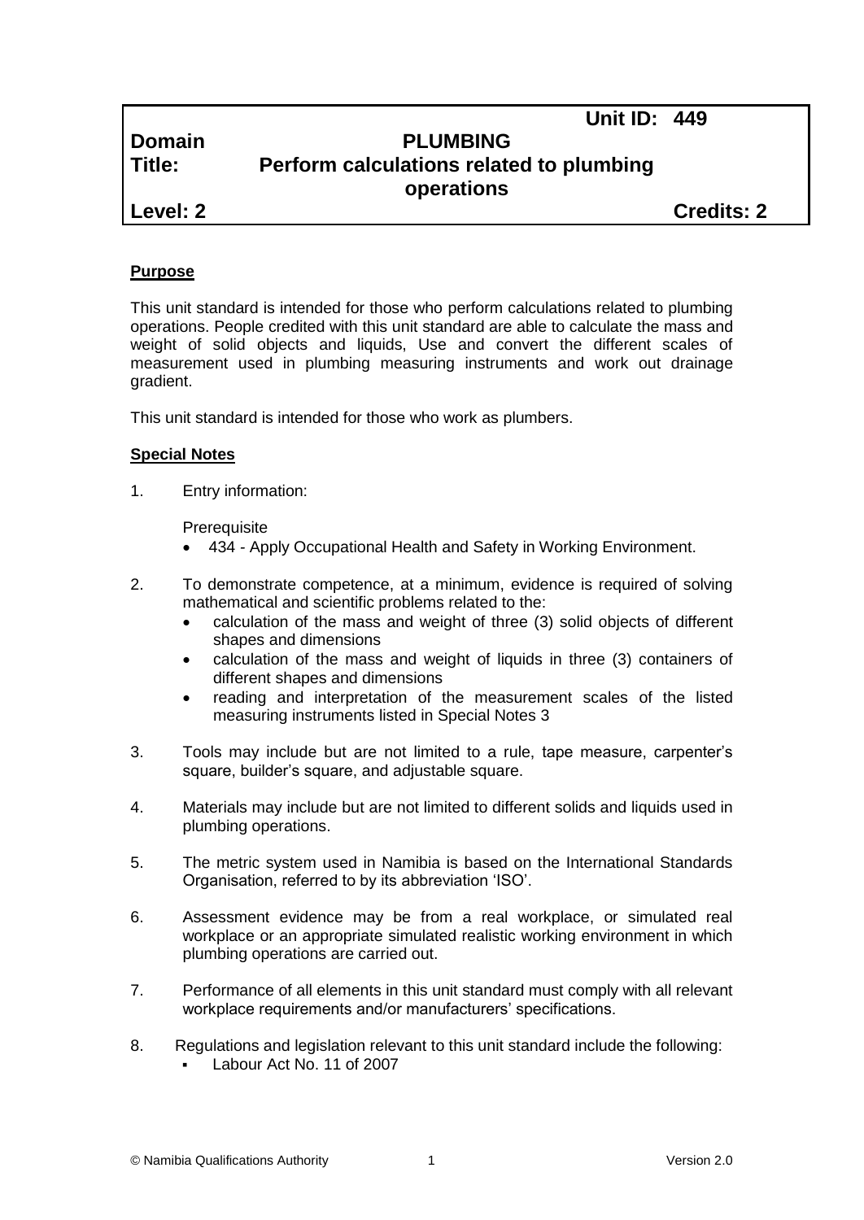| | Unit ID: 449 |
|---|---|
| **Domain** | **PLUMBING** |
| **Title:** | **Perform calculations related to plumbing operations** |
| **Level: 2** | **Credits: 2** |

**Purpose**

This unit standard is intended for those who perform calculations related to plumbing operations. People credited with this unit standard are able to calculate the mass and weight of solid objects and liquids, Use and convert the different scales of measurement used in plumbing measuring instruments and work out drainage gradient.

This unit standard is intended for those who work as plumbers.

**Special Notes**

1. Entry information:

   Prerequisite
   - 434 - Apply Occupational Health and Safety in Working Environment.

2. To demonstrate competence, at a minimum, evidence is required of solving mathematical and scientific problems related to the:
   - calculation of the mass and weight of three (3) solid objects of different shapes and dimensions
   - calculation of the mass and weight of liquids in three (3) containers of different shapes and dimensions
   - reading and interpretation of the measurement scales of the listed measuring instruments listed in Special Notes 3

3. Tools may include but are not limited to a rule, tape measure, carpenter's square, builder's square, and adjustable square.

4. Materials may include but are not limited to different solids and liquids used in plumbing operations.

5. The metric system used in Namibia is based on the International Standards Organisation, referred to by its abbreviation 'ISO'.

6. Assessment evidence may be from a real workplace, or simulated real workplace or an appropriate simulated realistic working environment in which plumbing operations are carried out.

7. Performance of all elements in this unit standard must comply with all relevant workplace requirements and/or manufacturers' specifications.

8. Regulations and legislation relevant to this unit standard include the following:
   - Labour Act No. 11 of 2007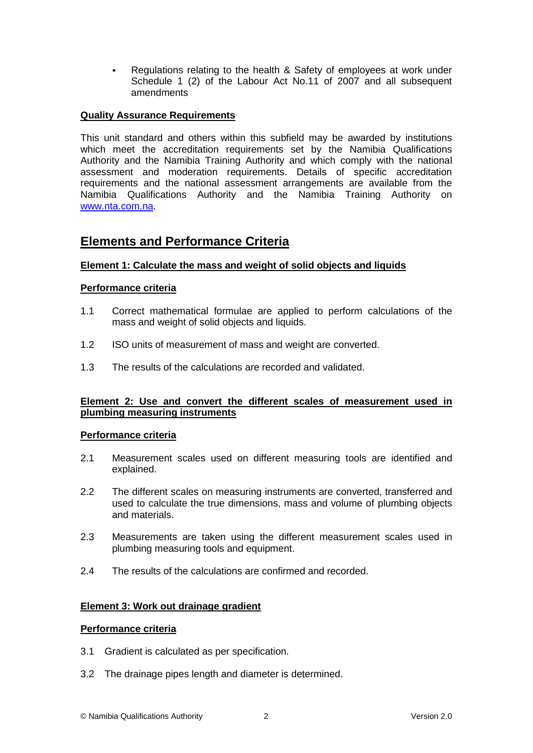- Regulations relating to the health & Safety of employees at work under Schedule 1 (2) of the Labour Act No.11 of 2007 and all subsequent amendments

**Quality Assurance Requirements**

This unit standard and others within this subfield may be awarded by institutions which meet the accreditation requirements set by the Namibia Qualifications Authority and the Namibia Training Authority and which comply with the national assessment and moderation requirements. Details of specific accreditation requirements and the national assessment arrangements are available from the Namibia Qualifications Authority and the Namibia Training Authority on [www.nta.com.na](www.nta.com.na).

## Elements and Performance Criteria

**Element 1: Calculate the mass and weight of solid objects and liquids**

**Performance criteria**

1.1 Correct mathematical formulae are applied to perform calculations of the mass and weight of solid objects and liquids.

1.2 ISO units of measurement of mass and weight are converted.

1.3 The results of the calculations are recorded and validated.

**Element 2: Use and convert the different scales of measurement used in plumbing measuring instruments**

**Performance criteria**

2.1 Measurement scales used on different measuring tools are identified and explained.

2.2 The different scales on measuring instruments are converted, transferred and used to calculate the true dimensions, mass and volume of plumbing objects and materials.

2.3 Measurements are taken using the different measurement scales used in plumbing measuring tools and equipment.

2.4 The results of the calculations are confirmed and recorded.

**Element 3: Work out drainage gradient**

**Performance criteria**

3.1 Gradient is calculated as per specification.

3.2 The drainage pipes length and diameter is determined.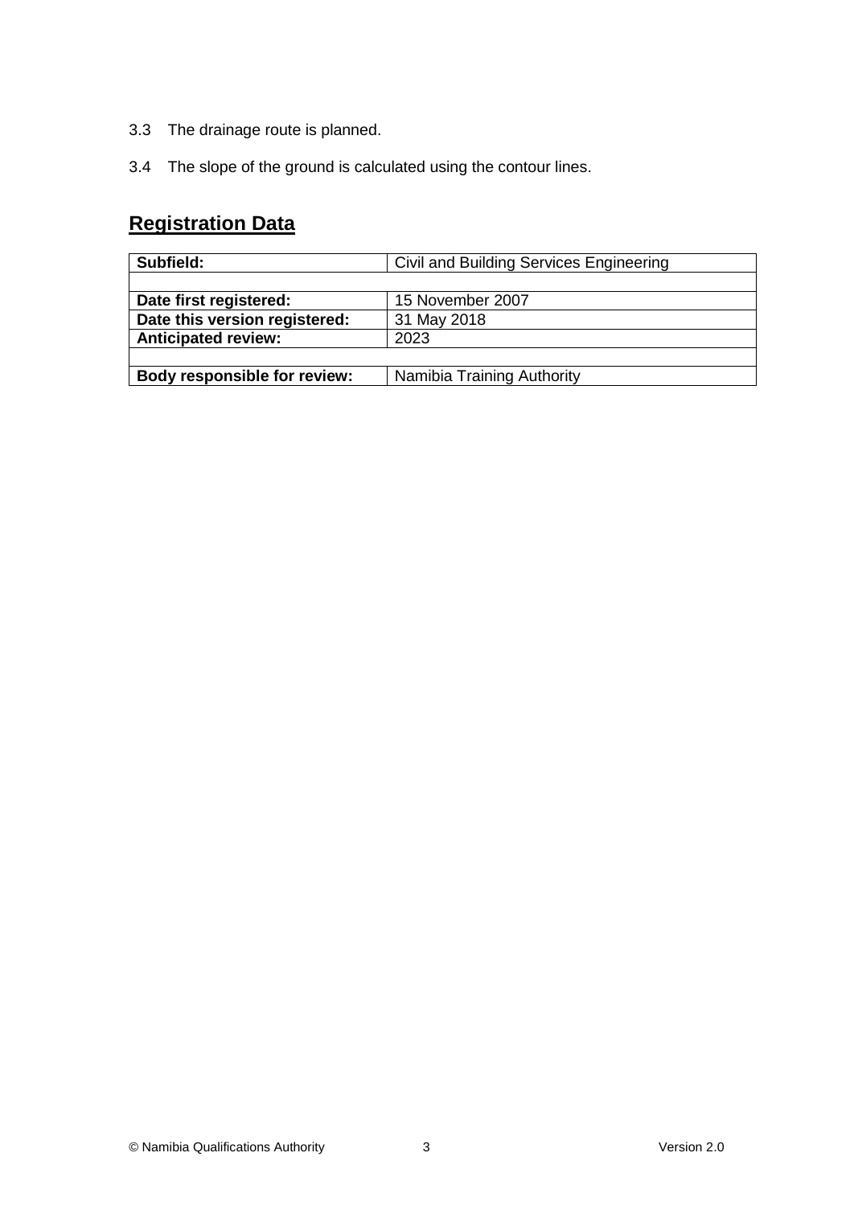3.3 The drainage route is planned.

3.4 The slope of the ground is calculated using the contour lines.

## Registration Data

| | |
|---|---|
| **Subfield:** | Civil and Building Services Engineering |
| | |
| **Date first registered:** | 15 November 2007 |
| **Date this version registered:** | 31 May 2018 |
| **Anticipated review:** | 2023 |
| | |
| **Body responsible for review:** | Namibia Training Authority |